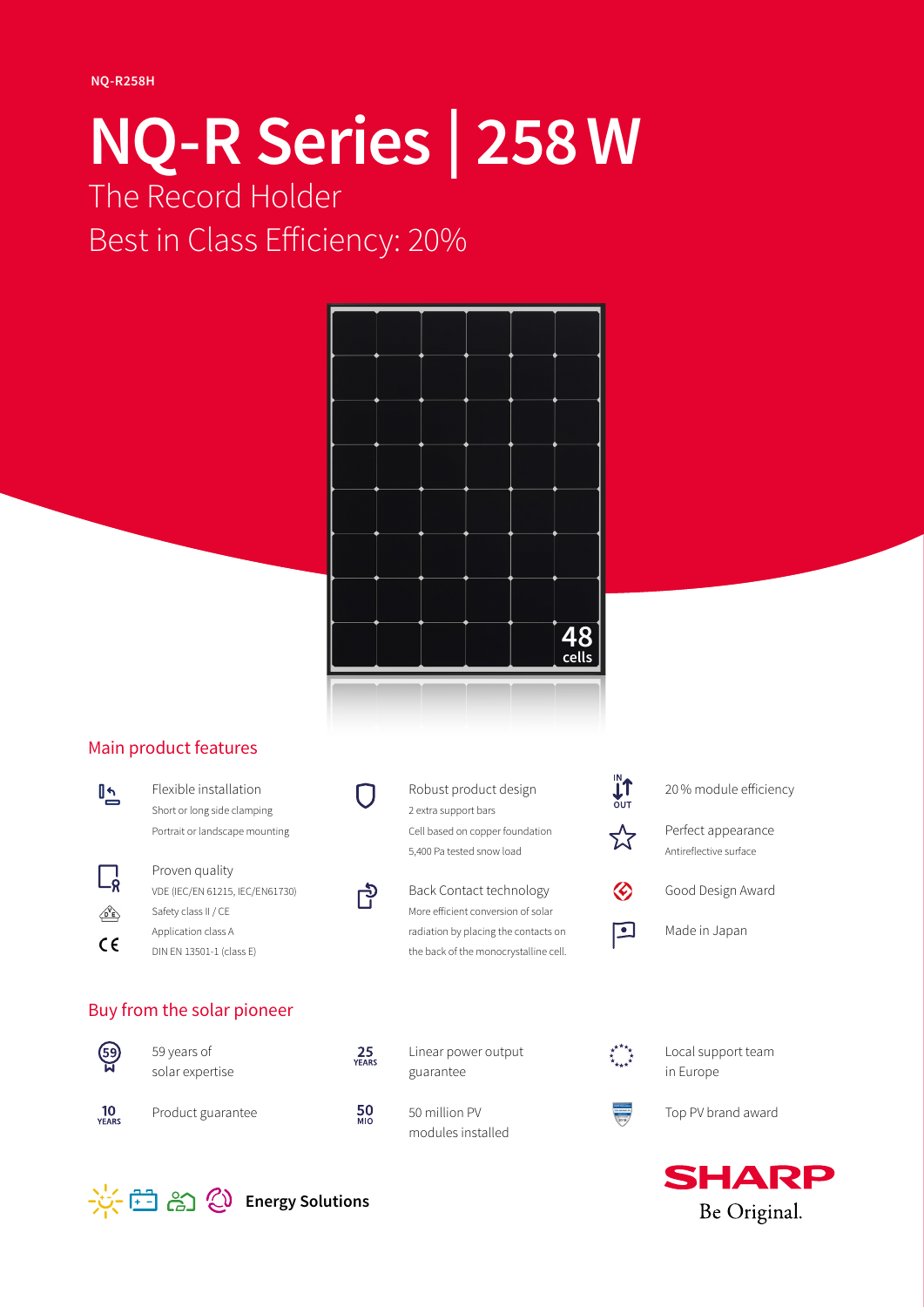NQ-R258H

# NQ-R Series | 258 W

The Record Holder

Best in Class Efficiency: 20%

48 cells

## Main product features

**Flexible installation**
Short or long side clamping
Portrait or landscape mounting

**Proven quality**
VDE (IEC/EN 61215, IEC/EN61730)
Safety class II / CE
Application class A
DIN EN 13501-1 (class E)

**Robust product design**
2 extra support bars
Cell based on copper foundation
5,400 Pa tested snow load

**Back Contact technology**
More efficient conversion of solar radiation by placing the contacts on the back of the monocrystalline cell.

**20 % module efficiency**

**Perfect appearance**
Antireflective surface

**Good Design Award**

**Made in Japan**

## Buy from the solar pioneer

- 59 years of solar expertise
- 10 YEARS Product guarantee
- 25 YEARS Linear power output guarantee
- 50 MIO 50 million PV modules installed
- Local support team in Europe
- Top PV brand award

Energy Solutions

SHARP
Be Original.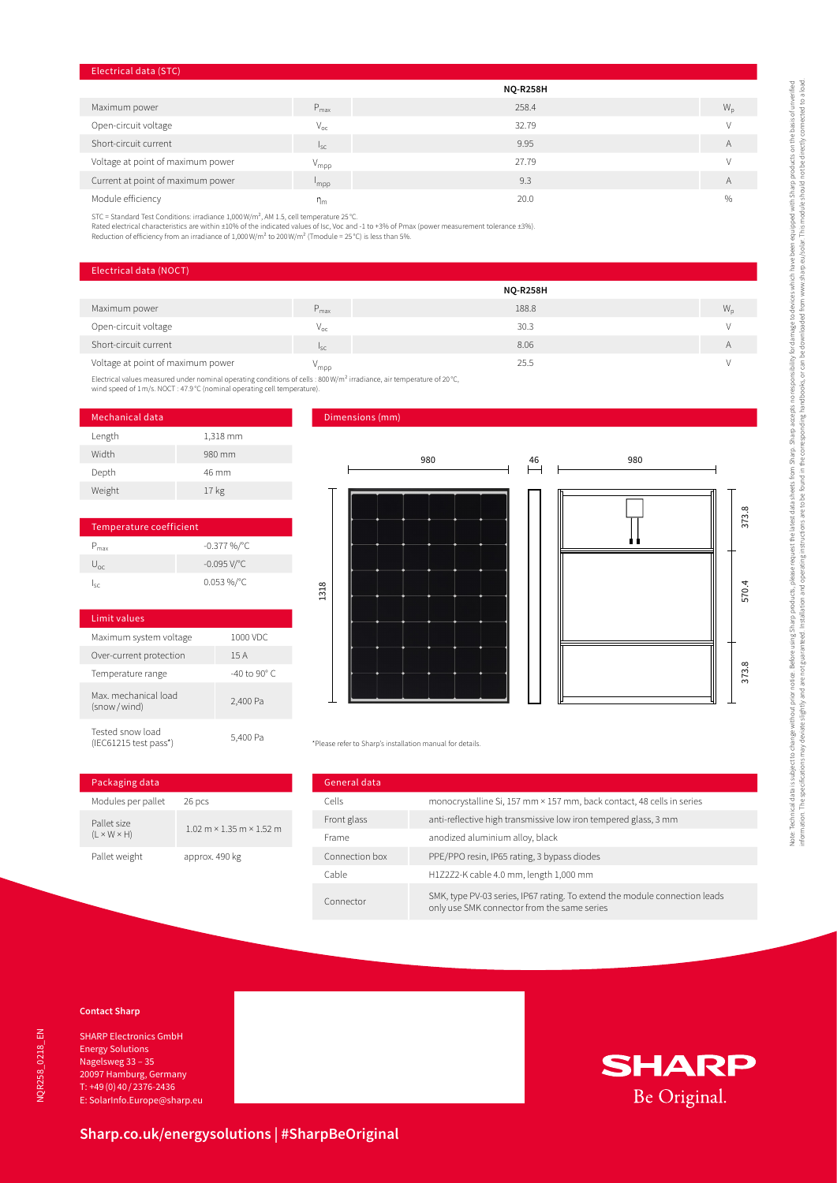## Electrical data (STC)

| | | NQ-R258H | |
|---|---|---|---|
| Maximum power | $P_{max}$ | 258.4 | $W_p$ |
| Open-circuit voltage | $V_{oc}$ | 32.79 | V |
| Short-circuit current | $I_{sc}$ | 9.95 | A |
| Voltage at point of maximum power | $V_{mpp}$ | 27.79 | V |
| Current at point of maximum power | $I_{mpp}$ | 9.3 | A |
| Module efficiency | $\eta_m$ | 20.0 | % |

STC = Standard Test Conditions: irradiance 1,000 W/m², AM 1.5, cell temperature 25 °C.
Rated electrical characteristics are within ±10% of the indicated values of Isc, Voc and -1 to +3% of Pmax (power measurement tolerance ±3%).
Reduction of efficiency from an irradiance of 1,000 W/m² to 200 W/m² (Tmodule = 25 °C) is less than 5%.

## Electrical data (NOCT)

| | | NQ-R258H | |
|---|---|---|---|
| Maximum power | $P_{max}$ | 188.8 | $W_p$ |
| Open-circuit voltage | $V_{oc}$ | 30.3 | V |
| Short-circuit current | $I_{sc}$ | 8.06 | A |
| Voltage at point of maximum power | $V_{mpp}$ | 25.5 | V |

Electrical values measured under nominal operating conditions of cells : 800 W/m² irradiance, air temperature of 20 °C, wind speed of 1 m/s. NOCT : 47.9 °C (nominal operating cell temperature).

## Mechanical data

| | |
|---|---|
| Length | 1,318 mm |
| Width | 980 mm |
| Depth | 46 mm |
| Weight | 17 kg |

## Dimensions (mm)

980
46
980
1318
373.8
570.4
373.8

## Temperature coefficient

| | |
|---|---|
| $P_{max}$ | -0.377 %/°C |
| $U_{oc}$ | -0.095 V/°C |
| $I_{sc}$ | 0.053 %/°C |

## Limit values

| | |
|---|---|
| Maximum system voltage | 1000 VDC |
| Over-current protection | 15 A |
| Temperature range | -40 to 90° C |
| Max. mechanical load (snow / wind) | 2,400 Pa |
| Tested snow load (IEC61215 test pass*) | 5,400 Pa |

*Please refer to Sharp's installation manual for details.

## Packaging data

| | |
|---|---|
| Modules per pallet | 26 pcs |
| Pallet size (L × W × H) | 1.02 m × 1.35 m × 1.52 m |
| Pallet weight | approx. 490 kg |

## General data

| | |
|---|---|
| Cells | monocrystalline Si, 157 mm × 157 mm, back contact, 48 cells in series |
| Front glass | anti-reflective high transmissive low iron tempered glass, 3 mm |
| Frame | anodized aluminium alloy, black |
| Connection box | PPE/PPO resin, IP65 rating, 3 bypass diodes |
| Cable | H1Z2Z2-K cable 4.0 mm, length 1,000 mm |
| Connector | SMK, type PV-03 series, IP67 rating. To extend the module connection leads only use SMK connector from the same series |

Note: Technical data is subject to change without prior notice. Before using Sharp products, please request the latest data sheets from Sharp. Sharp accepts no responsibility for damage to devices which have been equipped with Sharp products on the basis of unverified information. The specifications may deviate slightly and are not guaranteed. Installation and operating instructions are to be found in the corresponding handbooks, or can be downloaded from www.sharp.eu/solar. This module should not be directly connected to a load.

**Contact Sharp**

SHARP Electronics GmbH
Energy Solutions
Nagelsweg 33 – 35
20097 Hamburg, Germany
T: +49 (0) 40 / 2376-2436
E: SolarInfo.Europe@sharp.eu

SHARP
Be Original.

NQR258_0218_EN

**Sharp.co.uk/energysolutions | #SharpBeOriginal**